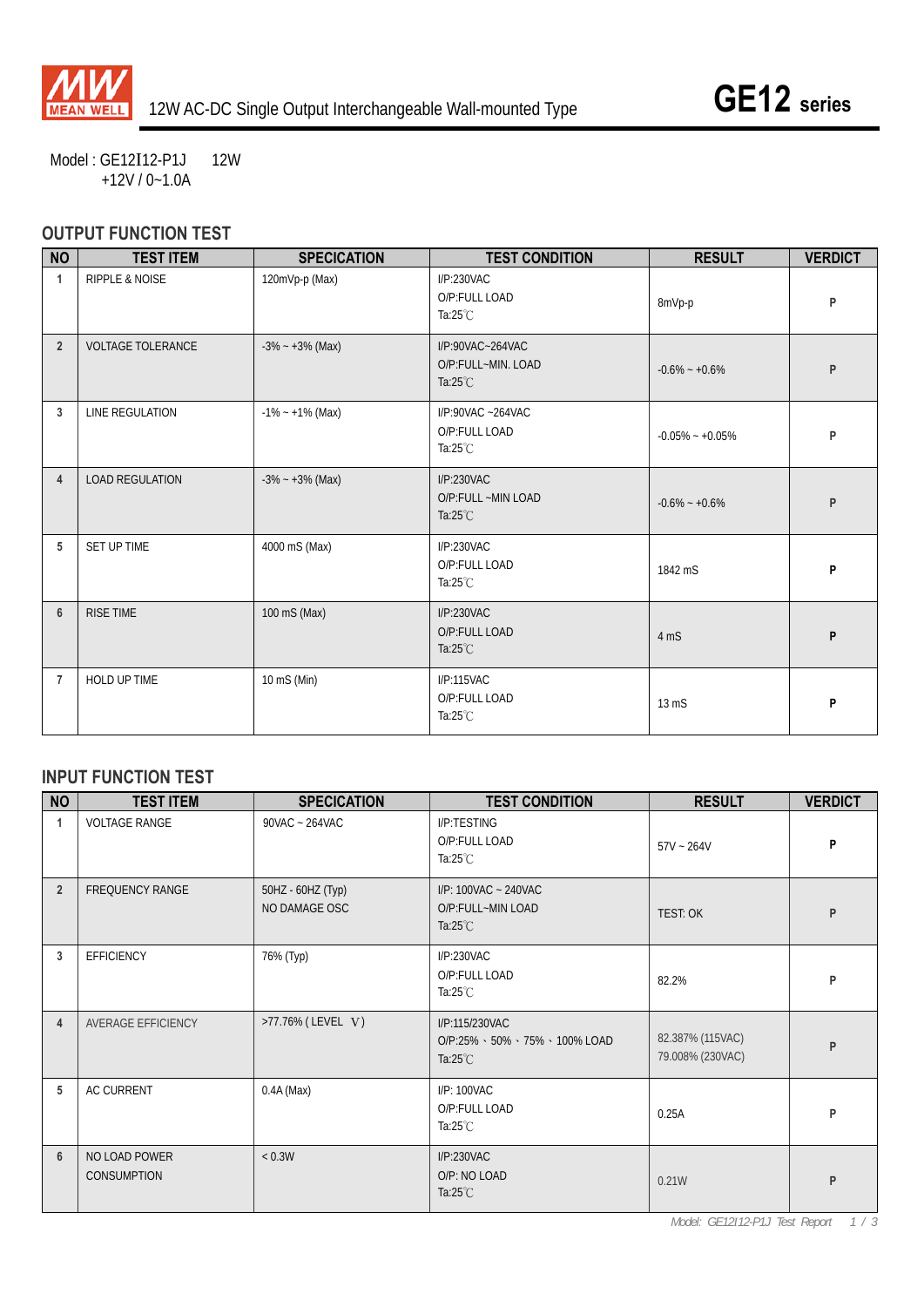MEAN WELL

12W AC-DC Single Output Interchangeable Wall-mounted Type

# GE12 series

Model : GE12I12-P1J    12W
+12V / 0~1.0A

## OUTPUT FUNCTION TEST

| NO | TEST ITEM | SPECICATION | TEST CONDITION | RESULT | VERDICT |
|---|---|---|---|---|---|
| 1 | RIPPLE & NOISE | 120mVp-p (Max) | I/P:230VAC<br>O/P:FULL LOAD<br>Ta:25℃ | 8mVp-p | P |
| 2 | VOLTAGE TOLERANCE | -3% ~ +3% (Max) | I/P:90VAC~264VAC<br>O/P:FULL~MIN. LOAD<br>Ta:25℃ | -0.6% ~ +0.6% | P |
| 3 | LINE REGULATION | -1% ~ +1% (Max) | I/P:90VAC ~264VAC<br>O/P:FULL LOAD<br>Ta:25℃ | -0.05% ~ +0.05% | P |
| 4 | LOAD REGULATION | -3% ~ +3% (Max) | I/P:230VAC<br>O/P:FULL ~MIN LOAD<br>Ta:25℃ | -0.6% ~ +0.6% | P |
| 5 | SET UP TIME | 4000 mS (Max) | I/P:230VAC<br>O/P:FULL LOAD<br>Ta:25℃ | 1842 mS | P |
| 6 | RISE TIME | 100 mS (Max) | I/P:230VAC<br>O/P:FULL LOAD<br>Ta:25℃ | 4 mS | P |
| 7 | HOLD UP TIME | 10 mS (Min) | I/P:115VAC<br>O/P:FULL LOAD<br>Ta:25℃ | 13 mS | P |

## INPUT FUNCTION TEST

| NO | TEST ITEM | SPECICATION | TEST CONDITION | RESULT | VERDICT |
|---|---|---|---|---|---|
| 1 | VOLTAGE RANGE | 90VAC ~ 264VAC | I/P:TESTING<br>O/P:FULL LOAD<br>Ta:25℃ | 57V ~ 264V | P |
| 2 | FREQUENCY RANGE | 50HZ - 60HZ (Typ)<br>NO DAMAGE OSC | I/P: 100VAC ~ 240VAC<br>O/P:FULL~MIN LOAD<br>Ta:25℃ | TEST: OK | P |
| 3 | EFFICIENCY | 76% (Typ) | I/P:230VAC<br>O/P:FULL LOAD<br>Ta:25℃ | 82.2% | P |
| 4 | AVERAGE EFFICIENCY | >77.76% ( LEVEL Ⅴ) | I/P:115/230VAC<br>O/P:25%、50%、75%、100% LOAD<br>Ta:25℃ | 82.387% (115VAC)<br>79.008% (230VAC) | P |
| 5 | AC CURRENT | 0.4A (Max) | I/P: 100VAC<br>O/P:FULL LOAD<br>Ta:25℃ | 0.25A | P |
| 6 | NO LOAD POWER CONSUMPTION | < 0.3W | I/P:230VAC<br>O/P: NO LOAD<br>Ta:25℃ | 0.21W | P |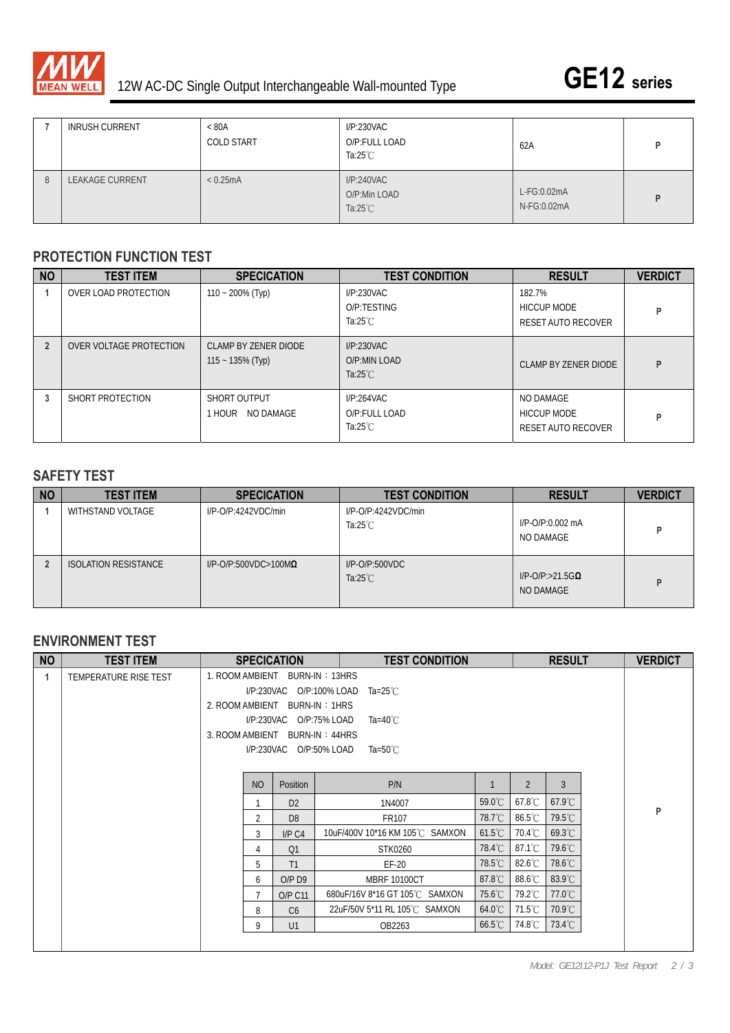# GE12 series

12W AC-DC Single Output Interchangeable Wall-mounted Type

| 7 | INRUSH CURRENT | < 80A<br>COLD START | I/P:230VAC<br>O/P:FULL LOAD<br>Ta:25℃ | 62A | P |
|---|---|---|---|---|---|
| 8 | LEAKAGE CURRENT | < 0.25mA | I/P:240VAC<br>O/P:Min LOAD<br>Ta:25℃ | L-FG:0.02mA<br>N-FG:0.02mA | P |

## PROTECTION FUNCTION TEST

| NO | TEST ITEM | SPECICATION | TEST CONDITION | RESULT | VERDICT |
|---|---|---|---|---|---|
| 1 | OVER LOAD PROTECTION | 110 ~ 200% (Typ) | I/P:230VAC<br>O/P:TESTING<br>Ta:25℃ | 182.7%<br>HICCUP MODE<br>RESET AUTO RECOVER | P |
| 2 | OVER VOLTAGE PROTECTION | CLAMP BY ZENER DIODE<br>115 ~ 135% (Typ) | I/P:230VAC<br>O/P:MIN LOAD<br>Ta:25℃ | CLAMP BY ZENER DIODE | P |
| 3 | SHORT PROTECTION | SHORT OUTPUT<br>1 HOUR NO DAMAGE | I/P:264VAC<br>O/P:FULL LOAD<br>Ta:25℃ | NO DAMAGE<br>HICCUP MODE<br>RESET AUTO RECOVER | P |

## SAFETY TEST

| NO | TEST ITEM | SPECICATION | TEST CONDITION | RESULT | VERDICT |
|---|---|---|---|---|---|
| 1 | WITHSTAND VOLTAGE | I/P-O/P:4242VDC/min | I/P-O/P:4242VDC/min<br>Ta:25℃ | I/P-O/P:0.002 mA<br>NO DAMAGE | P |
| 2 | ISOLATION RESISTANCE | I/P-O/P:500VDC>100MΩ | I/P-O/P:500VDC<br>Ta:25℃ | I/P-O/P:>21.5GΩ<br>NO DAMAGE | P |

## ENVIRONMENT TEST

| NO | TEST ITEM | SPECICATION / TEST CONDITION / RESULT | VERDICT |
|---|---|---|---|
| 1 | TEMPERATURE RISE TEST | 1. ROOM AMBIENT BURN-IN：13HRS<br>I/P:230VAC O/P:100% LOAD Ta=25℃<br>2. ROOM AMBIENT BURN-IN：1HRS<br>I/P:230VAC O/P:75% LOAD Ta=40℃<br>3. ROOM AMBIENT BURN-IN：44HRS<br>I/P:230VAC O/P:50% LOAD Ta=50℃ | P |

| NO | Position | P/N | 1 | 2 | 3 |
|---|---|---|---|---|---|
| 1 | D2 | 1N4007 | 59.0℃ | 67.8℃ | 67.9℃ |
| 2 | D8 | FR107 | 78.7℃ | 86.5℃ | 79.5℃ |
| 3 | I/P C4 | 10uF/400V 10*16 KM 105℃ SAMXON | 61.5℃ | 70.4℃ | 69.3℃ |
| 4 | Q1 | STK0260 | 78.4℃ | 87.1℃ | 79.6℃ |
| 5 | T1 | EF-20 | 78.5℃ | 82.6℃ | 78.6℃ |
| 6 | O/P D9 | MBRF 10100CT | 87.8℃ | 88.6℃ | 83.9℃ |
| 7 | O/P C11 | 680uF/16V 8*16 GT 105℃ SAMXON | 75.6℃ | 79.2℃ | 77.0℃ |
| 8 | C6 | 22uF/50V 5*11 RL 105℃ SAMXON | 64.0℃ | 71.5℃ | 70.9℃ |
| 9 | U1 | OB2263 | 66.5℃ | 74.8℃ | 73.4℃ |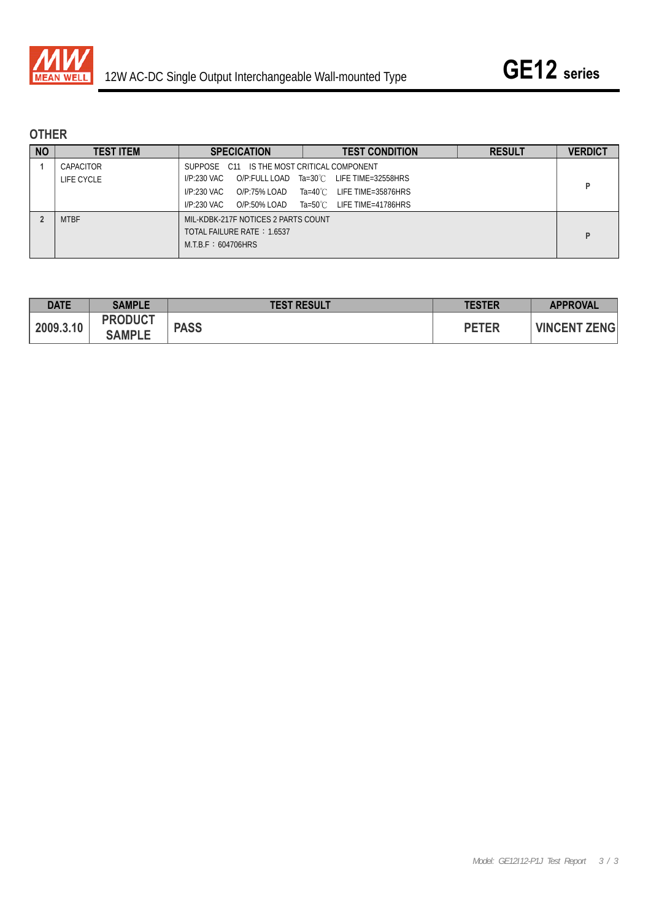## OTHER

| NO | TEST ITEM | SPECICATION | TEST CONDITION | RESULT | VERDICT |
|---|---|---|---|---|---|
| 1 | CAPACITOR LIFE CYCLE | SUPPOSE C11 IS THE MOST CRITICAL COMPONENT<br>I/P:230 VAC O/P:FULL LOAD Ta=30℃ LIFE TIME=32558HRS<br>I/P:230 VAC O/P:75% LOAD Ta=40℃ LIFE TIME=35876HRS<br>I/P:230 VAC O/P:50% LOAD Ta=50℃ LIFE TIME=41786HRS | | | P |
| 2 | MTBF | MIL-KDBK-217F NOTICES 2 PARTS COUNT<br>TOTAL FAILURE RATE：1.6537<br>M.T.B.F：604706HRS | | | P |

| DATE | SAMPLE | TEST RESULT | TESTER | APPROVAL |
|---|---|---|---|---|
| 2009.3.10 | PRODUCT SAMPLE | PASS | PETER | VINCENT ZENG |